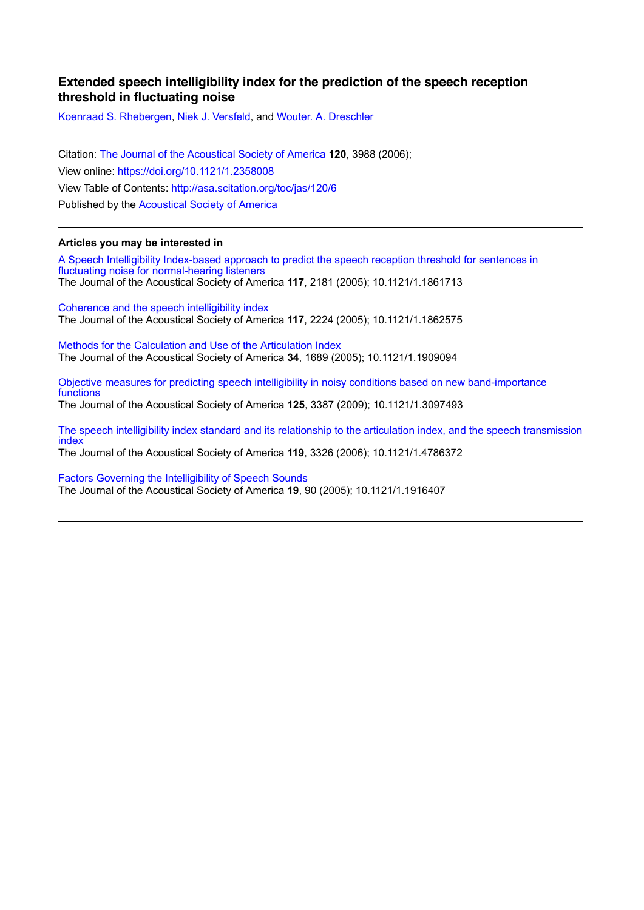# Extended speech intelligibility index for the prediction of the speech reception threshold in fluctuating noise

Koenraad S. Rhebergen, Niek J. Versfeld, and Wouter. A. Dreschler

Citation: The Journal of the Acoustical Society of America **120**, 3988 (2006);
View online: https://doi.org/10.1121/1.2358008
View Table of Contents: http://asa.scitation.org/toc/jas/120/6
Published by the Acoustical Society of America

---

**Articles you may be interested in**

A Speech Intelligibility Index-based approach to predict the speech reception threshold for sentences in fluctuating noise for normal-hearing listeners
The Journal of the Acoustical Society of America **117**, 2181 (2005); 10.1121/1.1861713

Coherence and the speech intelligibility index
The Journal of the Acoustical Society of America **117**, 2224 (2005); 10.1121/1.1862575

Methods for the Calculation and Use of the Articulation Index
The Journal of the Acoustical Society of America **34**, 1689 (2005); 10.1121/1.1909094

Objective measures for predicting speech intelligibility in noisy conditions based on new band-importance functions
The Journal of the Acoustical Society of America **125**, 3387 (2009); 10.1121/1.3097493

The speech intelligibility index standard and its relationship to the articulation index, and the speech transmission index
The Journal of the Acoustical Society of America **119**, 3326 (2006); 10.1121/1.4786372

Factors Governing the Intelligibility of Speech Sounds
The Journal of the Acoustical Society of America **19**, 90 (2005); 10.1121/1.1916407

---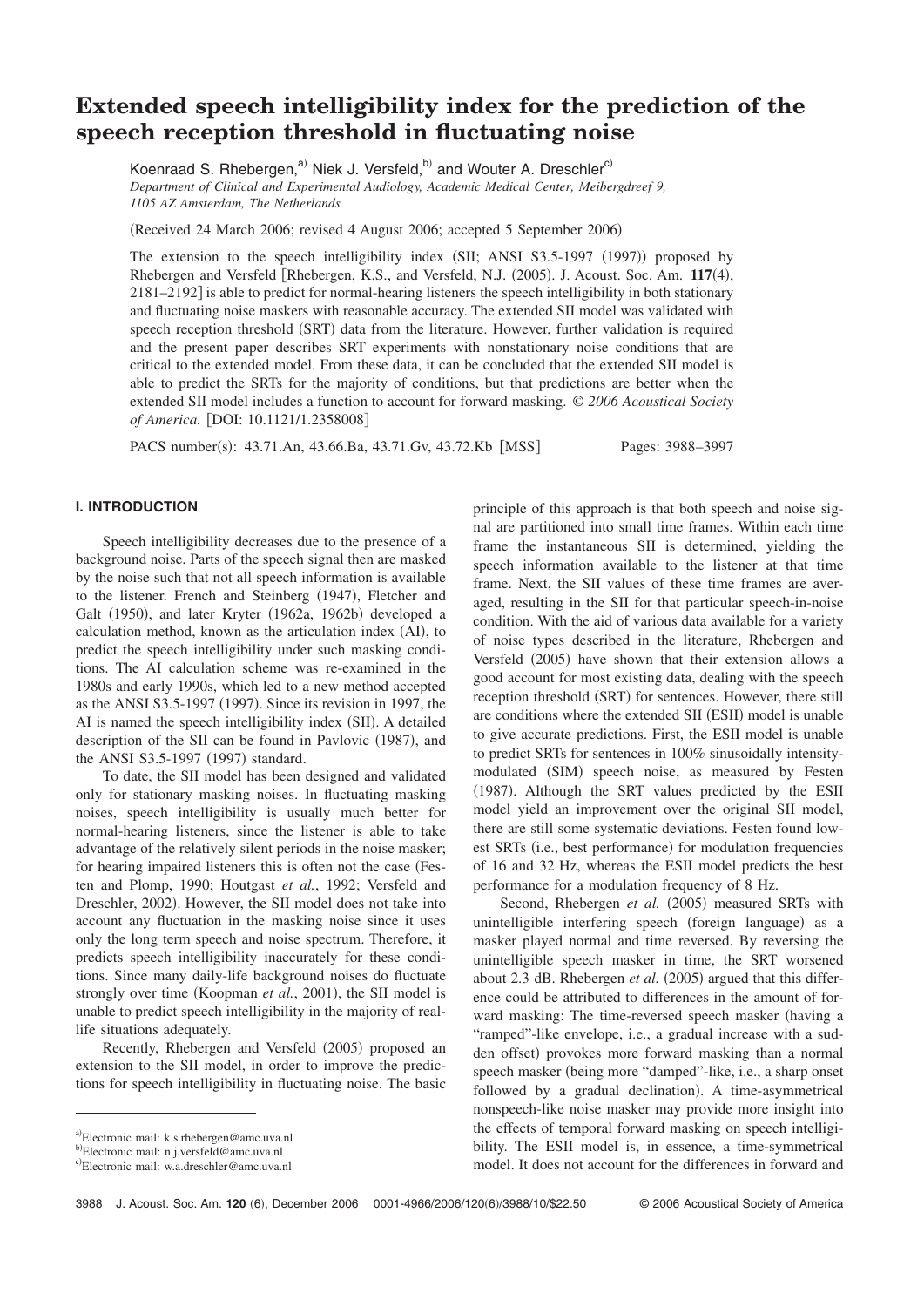# Extended speech intelligibility index for the prediction of the speech reception threshold in fluctuating noise

Koenraad S. Rhebergen,[a] Niek J. Versfeld,[b] and Wouter A. Dreschler[c]

*Department of Clinical and Experimental Audiology, Academic Medical Center, Meibergdreef 9, 1105 AZ Amsterdam, The Netherlands*

(Received 24 March 2006; revised 4 August 2006; accepted 5 September 2006)

The extension to the speech intelligibility index (SII; ANSI S3.5-1997 (1997)) proposed by Rhebergen and Versfeld [Rhebergen, K.S., and Versfeld, N.J. (2005). J. Acoust. Soc. Am. **117**(4), 2181–2192] is able to predict for normal-hearing listeners the speech intelligibility in both stationary and fluctuating noise maskers with reasonable accuracy. The extended SII model was validated with speech reception threshold (SRT) data from the literature. However, further validation is required and the present paper describes SRT experiments with nonstationary noise conditions that are critical to the extended model. From these data, it can be concluded that the extended SII model is able to predict the SRTs for the majority of conditions, but that predictions are better when the extended SII model includes a function to account for forward masking. *© 2006 Acoustical Society of America.* [DOI: 10.1121/1.2358008]

PACS number(s): 43.71.An, 43.66.Ba, 43.71.Gv, 43.72.Kb [MSS] Pages: 3988–3997

## I. INTRODUCTION

Speech intelligibility decreases due to the presence of a background noise. Parts of the speech signal then are masked by the noise such that not all speech information is available to the listener. French and Steinberg (1947), Fletcher and Galt (1950), and later Kryter (1962a, 1962b) developed a calculation method, known as the articulation index (AI), to predict the speech intelligibility under such masking conditions. The AI calculation scheme was re-examined in the 1980s and early 1990s, which led to a new method accepted as the ANSI S3.5-1997 (1997). Since its revision in 1997, the AI is named the speech intelligibility index (SII). A detailed description of the SII can be found in Pavlovic (1987), and the ANSI S3.5-1997 (1997) standard.

To date, the SII model has been designed and validated only for stationary masking noises. In fluctuating masking noises, speech intelligibility is usually much better for normal-hearing listeners, since the listener is able to take advantage of the relatively silent periods in the noise masker; for hearing impaired listeners this is often not the case (Festen and Plomp, 1990; Houtgast *et al.*, 1992; Versfeld and Dreschler, 2002). However, the SII model does not take into account any fluctuation in the masking noise since it uses only the long term speech and noise spectrum. Therefore, it predicts speech intelligibility inaccurately for these conditions. Since many daily-life background noises do fluctuate strongly over time (Koopman *et al.*, 2001), the SII model is unable to predict speech intelligibility in the majority of real-life situations adequately.

Recently, Rhebergen and Versfeld (2005) proposed an extension to the SII model, in order to improve the predictions for speech intelligibility in fluctuating noise. The basic principle of this approach is that both speech and noise signal are partitioned into small time frames. Within each time frame the instantaneous SII is determined, yielding the speech information available to the listener at that time frame. Next, the SII values of these time frames are averaged, resulting in the SII for that particular speech-in-noise condition. With the aid of various data available for a variety of noise types described in the literature, Rhebergen and Versfeld (2005) have shown that their extension allows a good account for most existing data, dealing with the speech reception threshold (SRT) for sentences. However, there still are conditions where the extended SII (ESII) model is unable to give accurate predictions. First, the ESII model is unable to predict SRTs for sentences in 100% sinusoidally intensity-modulated (SIM) speech noise, as measured by Festen (1987). Although the SRT values predicted by the ESII model yield an improvement over the original SII model, there are still some systematic deviations. Festen found lowest SRTs (i.e., best performance) for modulation frequencies of 16 and 32 Hz, whereas the ESII model predicts the best performance for a modulation frequency of 8 Hz.

Second, Rhebergen *et al.* (2005) measured SRTs with unintelligible interfering speech (foreign language) as a masker played normal and time reversed. By reversing the unintelligible speech masker in time, the SRT worsened about 2.3 dB. Rhebergen *et al.* (2005) argued that this difference could be attributed to differences in the amount of forward masking: The time-reversed speech masker (having a "ramped"-like envelope, i.e., a gradual increase with a sudden offset) provokes more forward masking than a normal speech masker (being more "damped"-like, i.e., a sharp onset followed by a gradual declination). A time-asymmetrical nonspeech-like noise masker may provide more insight into the effects of temporal forward masking on speech intelligibility. The ESII model is, in essence, a time-symmetrical model. It does not account for the differences in forward and

[a]Electronic mail: k.s.rhebergen@amc.uva.nl
[b]Electronic mail: n.j.versfeld@amc.uva.nl
[c]Electronic mail: w.a.dreschler@amc.uva.nl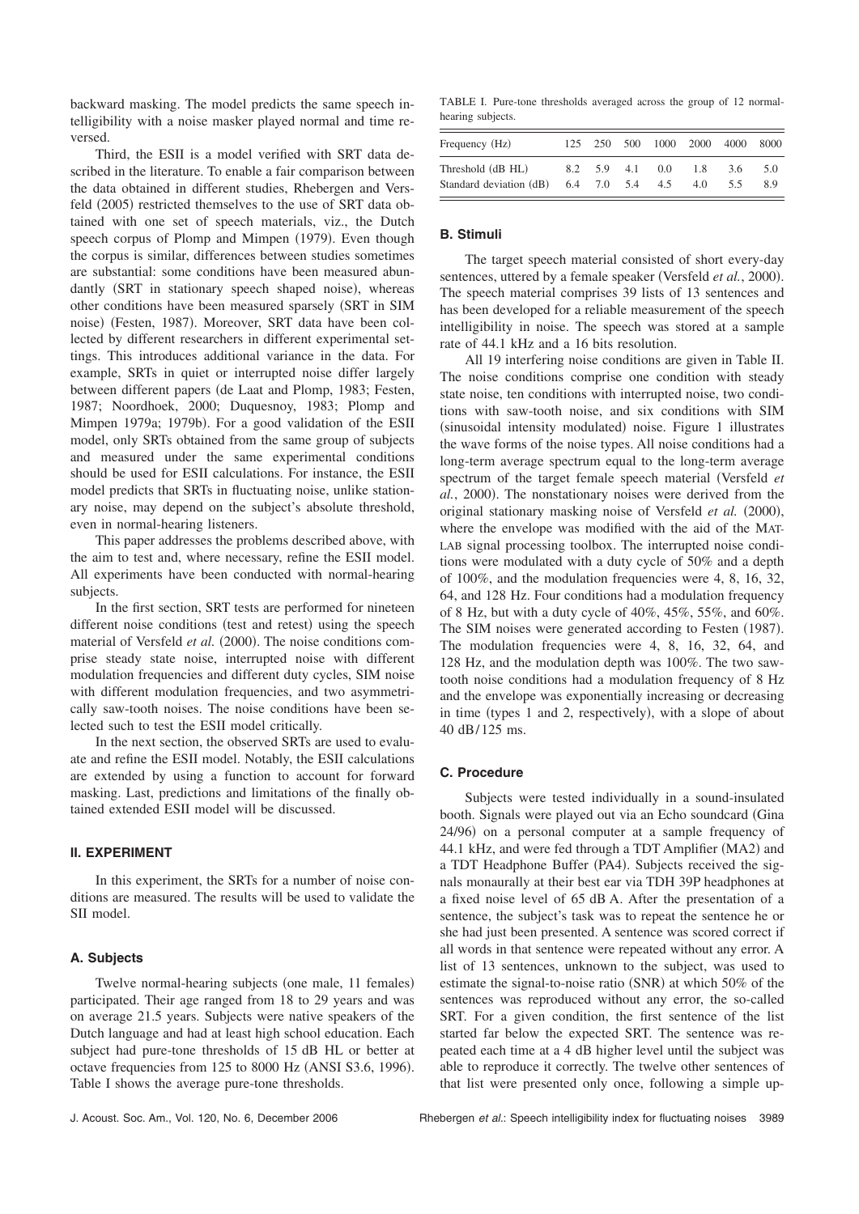backward masking. The model predicts the same speech intelligibility with a noise masker played normal and time reversed.

Third, the ESII is a model verified with SRT data described in the literature. To enable a fair comparison between the data obtained in different studies, Rhebergen and Versfeld (2005) restricted themselves to the use of SRT data obtained with one set of speech materials, viz., the Dutch speech corpus of Plomp and Mimpen (1979). Even though the corpus is similar, differences between studies sometimes are substantial: some conditions have been measured abundantly (SRT in stationary speech shaped noise), whereas other conditions have been measured sparsely (SRT in SIM noise) (Festen, 1987). Moreover, SRT data have been collected by different researchers in different experimental settings. This introduces additional variance in the data. For example, SRTs in quiet or interrupted noise differ largely between different papers (de Laat and Plomp, 1983; Festen, 1987; Noordhoek, 2000; Duquesnoy, 1983; Plomp and Mimpen 1979a; 1979b). For a good validation of the ESII model, only SRTs obtained from the same group of subjects and measured under the same experimental conditions should be used for ESII calculations. For instance, the ESII model predicts that SRTs in fluctuating noise, unlike stationary noise, may depend on the subject's absolute threshold, even in normal-hearing listeners.

This paper addresses the problems described above, with the aim to test and, where necessary, refine the ESII model. All experiments have been conducted with normal-hearing subjects.

In the first section, SRT tests are performed for nineteen different noise conditions (test and retest) using the speech material of Versfeld *et al.* (2000). The noise conditions comprise steady state noise, interrupted noise with different modulation frequencies and different duty cycles, SIM noise with different modulation frequencies, and two asymmetrically saw-tooth noises. The noise conditions have been selected such to test the ESII model critically.

In the next section, the observed SRTs are used to evaluate and refine the ESII model. Notably, the ESII calculations are extended by using a function to account for forward masking. Last, predictions and limitations of the finally obtained extended ESII model will be discussed.

## II. EXPERIMENT

In this experiment, the SRTs for a number of noise conditions are measured. The results will be used to validate the SII model.

### A. Subjects

Twelve normal-hearing subjects (one male, 11 females) participated. Their age ranged from 18 to 29 years and was on average 21.5 years. Subjects were native speakers of the Dutch language and had at least high school education. Each subject had pure-tone thresholds of 15 dB HL or better at octave frequencies from 125 to 8000 Hz (ANSI S3.6, 1996). Table I shows the average pure-tone thresholds.

TABLE I. Pure-tone thresholds averaged across the group of 12 normal-hearing subjects.

| Frequency (Hz) | 125 | 250 | 500 | 1000 | 2000 | 4000 | 8000 |
|---|---|---|---|---|---|---|---|
| Threshold (dB HL) | 8.2 | 5.9 | 4.1 | 0.0 | 1.8 | 3.6 | 5.0 |
| Standard deviation (dB) | 6.4 | 7.0 | 5.4 | 4.5 | 4.0 | 5.5 | 8.9 |

### B. Stimuli

The target speech material consisted of short every-day sentences, uttered by a female speaker (Versfeld *et al.*, 2000). The speech material comprises 39 lists of 13 sentences and has been developed for a reliable measurement of the speech intelligibility in noise. The speech was stored at a sample rate of 44.1 kHz and a 16 bits resolution.

All 19 interfering noise conditions are given in Table II. The noise conditions comprise one condition with steady state noise, ten conditions with interrupted noise, two conditions with saw-tooth noise, and six conditions with SIM (sinusoidal intensity modulated) noise. Figure 1 illustrates the wave forms of the noise types. All noise conditions had a long-term average spectrum equal to the long-term average spectrum of the target female speech material (Versfeld *et al.*, 2000). The nonstationary noises were derived from the original stationary masking noise of Versfeld *et al.* (2000), where the envelope was modified with the aid of the MATLAB signal processing toolbox. The interrupted noise conditions were modulated with a duty cycle of 50% and a depth of 100%, and the modulation frequencies were 4, 8, 16, 32, 64, and 128 Hz. Four conditions had a modulation frequency of 8 Hz, but with a duty cycle of 40%, 45%, 55%, and 60%. The SIM noises were generated according to Festen (1987). The modulation frequencies were 4, 8, 16, 32, 64, and 128 Hz, and the modulation depth was 100%. The two saw-tooth noise conditions had a modulation frequency of 8 Hz and the envelope was exponentially increasing or decreasing in time (types 1 and 2, respectively), with a slope of about 40 dB/125 ms.

### C. Procedure

Subjects were tested individually in a sound-insulated booth. Signals were played out via an Echo soundcard (Gina 24/96) on a personal computer at a sample frequency of 44.1 kHz, and were fed through a TDT Amplifier (MA2) and a TDT Headphone Buffer (PA4). Subjects received the signals monaurally at their best ear via TDH 39P headphones at a fixed noise level of 65 dB A. After the presentation of a sentence, the subject's task was to repeat the sentence he or she had just been presented. A sentence was scored correct if all words in that sentence were repeated without any error. A list of 13 sentences, unknown to the subject, was used to estimate the signal-to-noise ratio (SNR) at which 50% of the sentences was reproduced without any error, the so-called SRT. For a given condition, the first sentence of the list started far below the expected SRT. The sentence was repeated each time at a 4 dB higher level until the subject was able to reproduce it correctly. The twelve other sentences of that list were presented only once, following a simple up-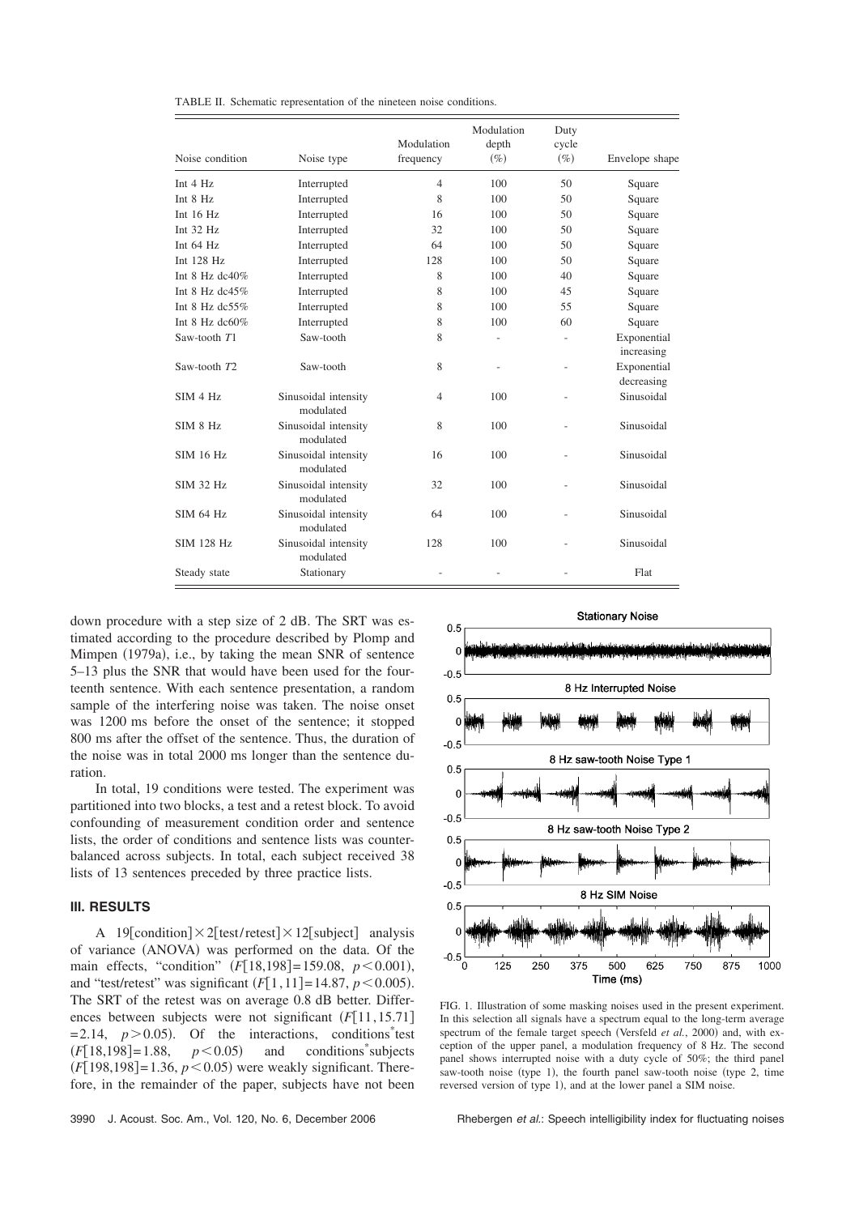TABLE II. Schematic representation of the nineteen noise conditions.

| Noise condition | Noise type | Modulation frequency | Modulation depth (%) | Duty cycle (%) | Envelope shape |
|---|---|---|---|---|---|
| Int 4 Hz | Interrupted | 4 | 100 | 50 | Square |
| Int 8 Hz | Interrupted | 8 | 100 | 50 | Square |
| Int 16 Hz | Interrupted | 16 | 100 | 50 | Square |
| Int 32 Hz | Interrupted | 32 | 100 | 50 | Square |
| Int 64 Hz | Interrupted | 64 | 100 | 50 | Square |
| Int 128 Hz | Interrupted | 128 | 100 | 50 | Square |
| Int 8 Hz dc40% | Interrupted | 8 | 100 | 40 | Square |
| Int 8 Hz dc45% | Interrupted | 8 | 100 | 45 | Square |
| Int 8 Hz dc55% | Interrupted | 8 | 100 | 55 | Square |
| Int 8 Hz dc60% | Interrupted | 8 | 100 | 60 | Square |
| Saw-tooth $T1$ | Saw-tooth | 8 | - | - | Exponential increasing |
| Saw-tooth $T2$ | Saw-tooth | 8 | - | - | Exponential decreasing |
| SIM 4 Hz | Sinusoidal intensity modulated | 4 | 100 | - | Sinusoidal |
| SIM 8 Hz | Sinusoidal intensity modulated | 8 | 100 | - | Sinusoidal |
| SIM 16 Hz | Sinusoidal intensity modulated | 16 | 100 | - | Sinusoidal |
| SIM 32 Hz | Sinusoidal intensity modulated | 32 | 100 | - | Sinusoidal |
| SIM 64 Hz | Sinusoidal intensity modulated | 64 | 100 | - | Sinusoidal |
| SIM 128 Hz | Sinusoidal intensity modulated | 128 | 100 | - | Sinusoidal |
| Steady state | Stationary | - | - | - | Flat |

down procedure with a step size of 2 dB. The SRT was estimated according to the procedure described by Plomp and Mimpen (1979a), i.e., by taking the mean SNR of sentence 5–13 plus the SNR that would have been used for the fourteenth sentence. With each sentence presentation, a random sample of the interfering noise was taken. The noise onset was 1200 ms before the onset of the sentence; it stopped 800 ms after the offset of the sentence. Thus, the duration of the noise was in total 2000 ms longer than the sentence duration.

In total, 19 conditions were tested. The experiment was partitioned into two blocks, a test and a retest block. To avoid confounding of measurement condition order and sentence lists, the order of conditions and sentence lists was counterbalanced across subjects. In total, each subject received 38 lists of 13 sentences preceded by three practice lists.

## III. RESULTS

A 19[condition]×2[test/retest]×12[subject] analysis of variance (ANOVA) was performed on the data. Of the main effects, "condition" ($F[18,198]=159.08$, $p<0.001$), and "test/retest" was significant ($F[1,11]=14.87$, $p<0.005$). The SRT of the retest was on average 0.8 dB better. Differences between subjects were not significant ($F[11,15.71]=2.14$, $p>0.05$). Of the interactions, conditions*test ($F[18,198]=1.88$, $p<0.05$) and conditions*subjects ($F[198,198]=1.36$, $p<0.05$) were weakly significant. Therefore, in the remainder of the paper, subjects have not been

FIG. 1. Illustration of some masking noises used in the present experiment. In this selection all signals have a spectrum equal to the long-term average spectrum of the female target speech (Versfeld *et al.*, 2000) and, with exception of the upper panel, a modulation frequency of 8 Hz. The second panel shows interrupted noise with a duty cycle of 50%; the third panel saw-tooth noise (type 1), the fourth panel saw-tooth noise (type 2, time reversed version of type 1), and at the lower panel a SIM noise.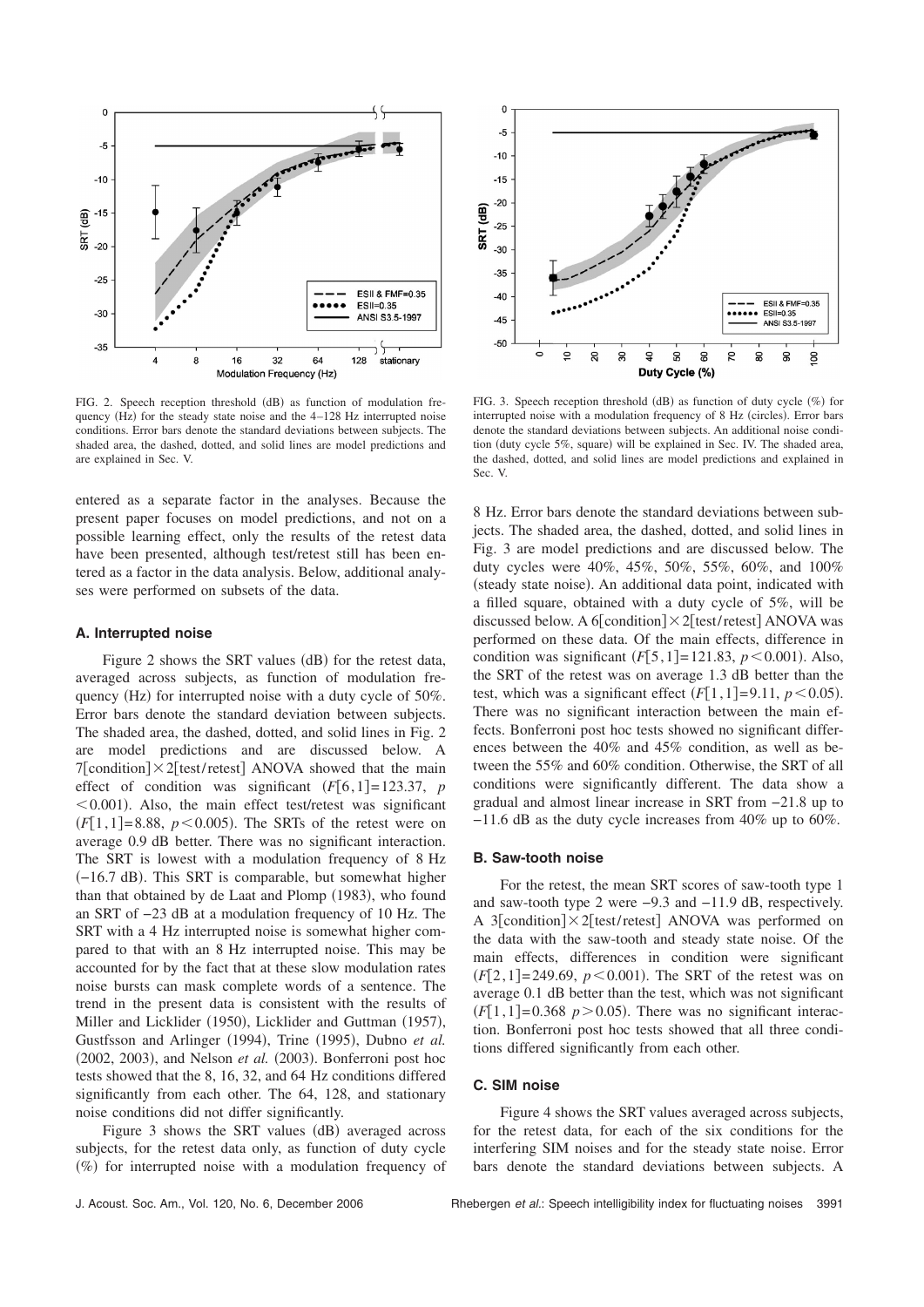FIG. 2. Speech reception threshold (dB) as function of modulation frequency (Hz) for the steady state noise and the 4–128 Hz interrupted noise conditions. Error bars denote the standard deviations between subjects. The shaded area, the dashed, dotted, and solid lines are model predictions and are explained in Sec. V.

FIG. 3. Speech reception threshold (dB) as function of duty cycle (%) for interrupted noise with a modulation frequency of 8 Hz (circles). Error bars denote the standard deviations between subjects. An additional noise condition (duty cycle 5%, square) will be explained in Sec. IV. The shaded area, the dashed, dotted, and solid lines are model predictions and explained in Sec. V.

entered as a separate factor in the analyses. Because the present paper focuses on model predictions, and not on a possible learning effect, only the results of the retest data have been presented, although test/retest still has been entered as a factor in the data analysis. Below, additional analyses were performed on subsets of the data.

### A. Interrupted noise

Figure 2 shows the SRT values (dB) for the retest data, averaged across subjects, as function of modulation frequency (Hz) for interrupted noise with a duty cycle of 50%. Error bars denote the standard deviation between subjects. The shaded area, the dashed, dotted, and solid lines in Fig. 2 are model predictions and are discussed below. A 7[condition]×2[test/retest] ANOVA showed that the main effect of condition was significant ($F[6,1]=123.37$, $p<0.001$). Also, the main effect test/retest was significant ($F[1,1]=8.88$, $p<0.005$). The SRTs of the retest were on average 0.9 dB better. There was no significant interaction. The SRT is lowest with a modulation frequency of 8 Hz (−16.7 dB). This SRT is comparable, but somewhat higher than that obtained by de Laat and Plomp (1983), who found an SRT of −23 dB at a modulation frequency of 10 Hz. The SRT with a 4 Hz interrupted noise is somewhat higher compared to that with an 8 Hz interrupted noise. This may be accounted for by the fact that at these slow modulation rates noise bursts can mask complete words of a sentence. The trend in the present data is consistent with the results of Miller and Licklider (1950), Licklider and Guttman (1957), Gustfsson and Arlinger (1994), Trine (1995), Dubno *et al.* (2002, 2003), and Nelson *et al.* (2003). Bonferroni post hoc tests showed that the 8, 16, 32, and 64 Hz conditions differed significantly from each other. The 64, 128, and stationary noise conditions did not differ significantly.

Figure 3 shows the SRT values (dB) averaged across subjects, for the retest data only, as function of duty cycle (%) for interrupted noise with a modulation frequency of 8 Hz. Error bars denote the standard deviations between subjects. The shaded area, the dashed, dotted, and solid lines in Fig. 3 are model predictions and are discussed below. The duty cycles were 40%, 45%, 50%, 55%, 60%, and 100% (steady state noise). An additional data point, indicated with a filled square, obtained with a duty cycle of 5%, will be discussed below. A 6[condition]×2[test/retest] ANOVA was performed on these data. Of the main effects, difference in condition was significant ($F[5,1]=121.83$, $p<0.001$). Also, the SRT of the retest was on average 1.3 dB better than the test, which was a significant effect ($F[1,1]=9.11$, $p<0.05$). There was no significant interaction between the main effects. Bonferroni post hoc tests showed no significant differences between the 40% and 45% condition, as well as between the 55% and 60% condition. Otherwise, the SRT of all conditions were significantly different. The data show a gradual and almost linear increase in SRT from −21.8 up to −11.6 dB as the duty cycle increases from 40% up to 60%.

### B. Saw-tooth noise

For the retest, the mean SRT scores of saw-tooth type 1 and saw-tooth type 2 were −9.3 and −11.9 dB, respectively. A 3[condition]×2[test/retest] ANOVA was performed on the data with the saw-tooth and steady state noise. Of the main effects, differences in condition were significant ($F[2,1]=249.69$, $p<0.001$). The SRT of the retest was on average 0.1 dB better than the test, which was not significant ($F[1,1]=0.368$ $p>0.05$). There was no significant interaction. Bonferroni post hoc tests showed that all three conditions differed significantly from each other.

### C. SIM noise

Figure 4 shows the SRT values averaged across subjects, for the retest data, for each of the six conditions for the interfering SIM noises and for the steady state noise. Error bars denote the standard deviations between subjects. A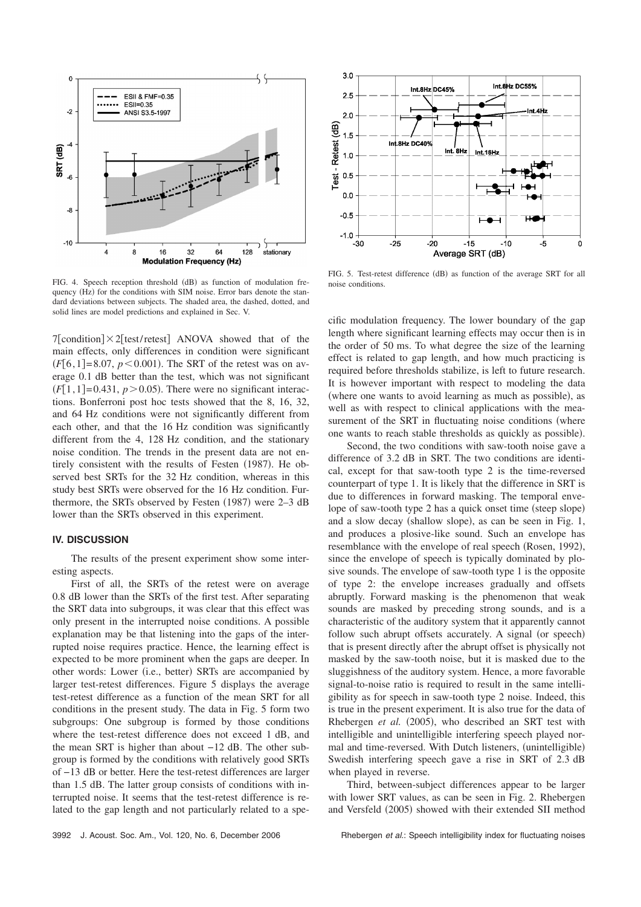FIG. 4. Speech reception threshold (dB) as function of modulation frequency (Hz) for the conditions with SIM noise. Error bars denote the standard deviations between subjects. The shaded area, the dashed, dotted, and solid lines are model predictions and explained in Sec. V.

7[condition]×2[test/retest] ANOVA showed that of the main effects, only differences in condition were significant ($F[6,1]=8.07$, $p<0.001$). The SRT of the retest was on average 0.1 dB better than the test, which was not significant ($F[1,1]=0.431$, $p>0.05$). There were no significant interactions. Bonferroni post hoc tests showed that the 8, 16, 32, and 64 Hz conditions were not significantly different from each other, and that the 16 Hz condition was significantly different from the 4, 128 Hz condition, and the stationary noise condition. The trends in the present data are not entirely consistent with the results of Festen (1987). He observed best SRTs for the 32 Hz condition, whereas in this study best SRTs were observed for the 16 Hz condition. Furthermore, the SRTs observed by Festen (1987) were 2–3 dB lower than the SRTs observed in this experiment.

## IV. DISCUSSION

The results of the present experiment show some interesting aspects.

First of all, the SRTs of the retest were on average 0.8 dB lower than the SRTs of the first test. After separating the SRT data into subgroups, it was clear that this effect was only present in the interrupted noise conditions. A possible explanation may be that listening into the gaps of the interrupted noise requires practice. Hence, the learning effect is expected to be more prominent when the gaps are deeper. In other words: Lower (i.e., better) SRTs are accompanied by larger test-retest differences. Figure 5 displays the average test-retest difference as a function of the mean SRT for all conditions in the present study. The data in Fig. 5 form two subgroups: One subgroup is formed by those conditions where the test-retest difference does not exceed 1 dB, and the mean SRT is higher than about −12 dB. The other subgroup is formed by the conditions with relatively good SRTs of −13 dB or better. Here the test-retest differences are larger than 1.5 dB. The latter group consists of conditions with interrupted noise. It seems that the test-retest difference is related to the gap length and not particularly related to a specific modulation frequency. The lower boundary of the gap length where significant learning effects may occur then is in the order of 50 ms. To what degree the size of the learning effect is related to gap length, and how much practicing is required before thresholds stabilize, is left to future research. It is however important with respect to modeling the data (where one wants to avoid learning as much as possible), as well as with respect to clinical applications with the measurement of the SRT in fluctuating noise conditions (where one wants to reach stable thresholds as quickly as possible).

FIG. 5. Test-retest difference (dB) as function of the average SRT for all noise conditions.

Second, the two conditions with saw-tooth noise gave a difference of 3.2 dB in SRT. The two conditions are identical, except for that saw-tooth type 2 is the time-reversed counterpart of type 1. It is likely that the difference in SRT is due to differences in forward masking. The temporal envelope of saw-tooth type 2 has a quick onset time (steep slope) and a slow decay (shallow slope), as can be seen in Fig. 1, and produces a plosive-like sound. Such an envelope has resemblance with the envelope of real speech (Rosen, 1992), since the envelope of speech is typically dominated by plosive sounds. The envelope of saw-tooth type 1 is the opposite of type 2: the envelope increases gradually and offsets abruptly. Forward masking is the phenomenon that weak sounds are masked by preceding strong sounds, and is a characteristic of the auditory system that it apparently cannot follow such abrupt offsets accurately. A signal (or speech) that is present directly after the abrupt offset is physically not masked by the saw-tooth noise, but it is masked due to the sluggishness of the auditory system. Hence, a more favorable signal-to-noise ratio is required to result in the same intelligibility as for speech in saw-tooth type 2 noise. Indeed, this is true in the present experiment. It is also true for the data of Rhebergen *et al.* (2005), who described an SRT test with intelligible and unintelligible interfering speech played normal and time-reversed. With Dutch listeners, (unintelligible) Swedish interfering speech gave a rise in SRT of 2.3 dB when played in reverse.

Third, between-subject differences appear to be larger with lower SRT values, as can be seen in Fig. 2. Rhebergen and Versfeld (2005) showed with their extended SII method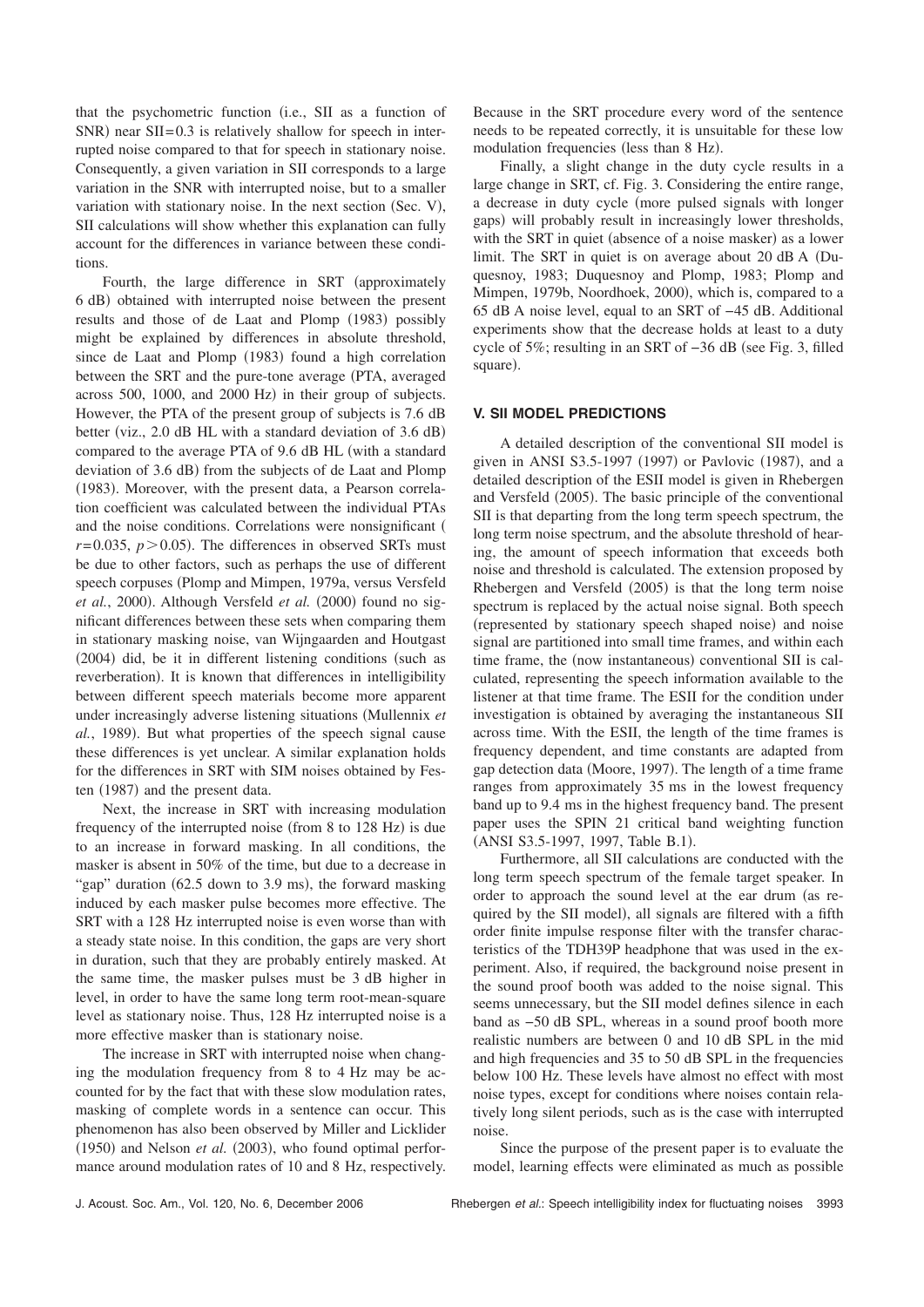that the psychometric function (i.e., SII as a function of SNR) near SII=0.3 is relatively shallow for speech in interrupted noise compared to that for speech in stationary noise. Consequently, a given variation in SII corresponds to a large variation in the SNR with interrupted noise, but to a smaller variation with stationary noise. In the next section (Sec. V), SII calculations will show whether this explanation can fully account for the differences in variance between these conditions.

Fourth, the large difference in SRT (approximately 6 dB) obtained with interrupted noise between the present results and those of de Laat and Plomp (1983) possibly might be explained by differences in absolute threshold, since de Laat and Plomp (1983) found a high correlation between the SRT and the pure-tone average (PTA, averaged across 500, 1000, and 2000 Hz) in their group of subjects. However, the PTA of the present group of subjects is 7.6 dB better (viz., 2.0 dB HL with a standard deviation of 3.6 dB) compared to the average PTA of 9.6 dB HL (with a standard deviation of 3.6 dB) from the subjects of de Laat and Plomp (1983). Moreover, with the present data, a Pearson correlation coefficient was calculated between the individual PTAs and the noise conditions. Correlations were nonsignificant ($r=0.035$, $p>0.05$). The differences in observed SRTs must be due to other factors, such as perhaps the use of different speech corpuses (Plomp and Mimpen, 1979a, versus Versfeld *et al.*, 2000). Although Versfeld *et al.* (2000) found no significant differences between these sets when comparing them in stationary masking noise, van Wijngaarden and Houtgast (2004) did, be it in different listening conditions (such as reverberation). It is known that differences in intelligibility between different speech materials become more apparent under increasingly adverse listening situations (Mullennix *et al.*, 1989). But what properties of the speech signal cause these differences is yet unclear. A similar explanation holds for the differences in SRT with SIM noises obtained by Festen (1987) and the present data.

Next, the increase in SRT with increasing modulation frequency of the interrupted noise (from 8 to 128 Hz) is due to an increase in forward masking. In all conditions, the masker is absent in 50% of the time, but due to a decrease in "gap" duration (62.5 down to 3.9 ms), the forward masking induced by each masker pulse becomes more effective. The SRT with a 128 Hz interrupted noise is even worse than with a steady state noise. In this condition, the gaps are very short in duration, such that they are probably entirely masked. At the same time, the masker pulses must be 3 dB higher in level, in order to have the same long term root-mean-square level as stationary noise. Thus, 128 Hz interrupted noise is a more effective masker than is stationary noise.

The increase in SRT with interrupted noise when changing the modulation frequency from 8 to 4 Hz may be accounted for by the fact that with these slow modulation rates, masking of complete words in a sentence can occur. This phenomenon has also been observed by Miller and Licklider (1950) and Nelson *et al.* (2003), who found optimal performance around modulation rates of 10 and 8 Hz, respectively. Because in the SRT procedure every word of the sentence needs to be repeated correctly, it is unsuitable for these low modulation frequencies (less than 8 Hz).

Finally, a slight change in the duty cycle results in a large change in SRT, cf. Fig. 3. Considering the entire range, a decrease in duty cycle (more pulsed signals with longer gaps) will probably result in increasingly lower thresholds, with the SRT in quiet (absence of a noise masker) as a lower limit. The SRT in quiet is on average about 20 dB A (Duquesnoy, 1983; Duquesnoy and Plomp, 1983; Plomp and Mimpen, 1979b, Noordhoek, 2000), which is, compared to a 65 dB A noise level, equal to an SRT of −45 dB. Additional experiments show that the decrease holds at least to a duty cycle of 5%; resulting in an SRT of −36 dB (see Fig. 3, filled square).

## V. SII MODEL PREDICTIONS

A detailed description of the conventional SII model is given in ANSI S3.5-1997 (1997) or Pavlovic (1987), and a detailed description of the ESII model is given in Rhebergen and Versfeld (2005). The basic principle of the conventional SII is that departing from the long term speech spectrum, the long term noise spectrum, and the absolute threshold of hearing, the amount of speech information that exceeds both noise and threshold is calculated. The extension proposed by Rhebergen and Versfeld (2005) is that the long term noise spectrum is replaced by the actual noise signal. Both speech (represented by stationary speech shaped noise) and noise signal are partitioned into small time frames, and within each time frame, the (now instantaneous) conventional SII is calculated, representing the speech information available to the listener at that time frame. The ESII for the condition under investigation is obtained by averaging the instantaneous SII across time. With the ESII, the length of the time frames is frequency dependent, and time constants are adapted from gap detection data (Moore, 1997). The length of a time frame ranges from approximately 35 ms in the lowest frequency band up to 9.4 ms in the highest frequency band. The present paper uses the SPIN 21 critical band weighting function (ANSI S3.5-1997, 1997, Table B.1).

Furthermore, all SII calculations are conducted with the long term speech spectrum of the female target speaker. In order to approach the sound level at the ear drum (as required by the SII model), all signals are filtered with a fifth order finite impulse response filter with the transfer characteristics of the TDH39P headphone that was used in the experiment. Also, if required, the background noise present in the sound proof booth was added to the noise signal. This seems unnecessary, but the SII model defines silence in each band as −50 dB SPL, whereas in a sound proof booth more realistic numbers are between 0 and 10 dB SPL in the mid and high frequencies and 35 to 50 dB SPL in the frequencies below 100 Hz. These levels have almost no effect with most noise types, except for conditions where noises contain relatively long silent periods, such as is the case with interrupted noise.

Since the purpose of the present paper is to evaluate the model, learning effects were eliminated as much as possible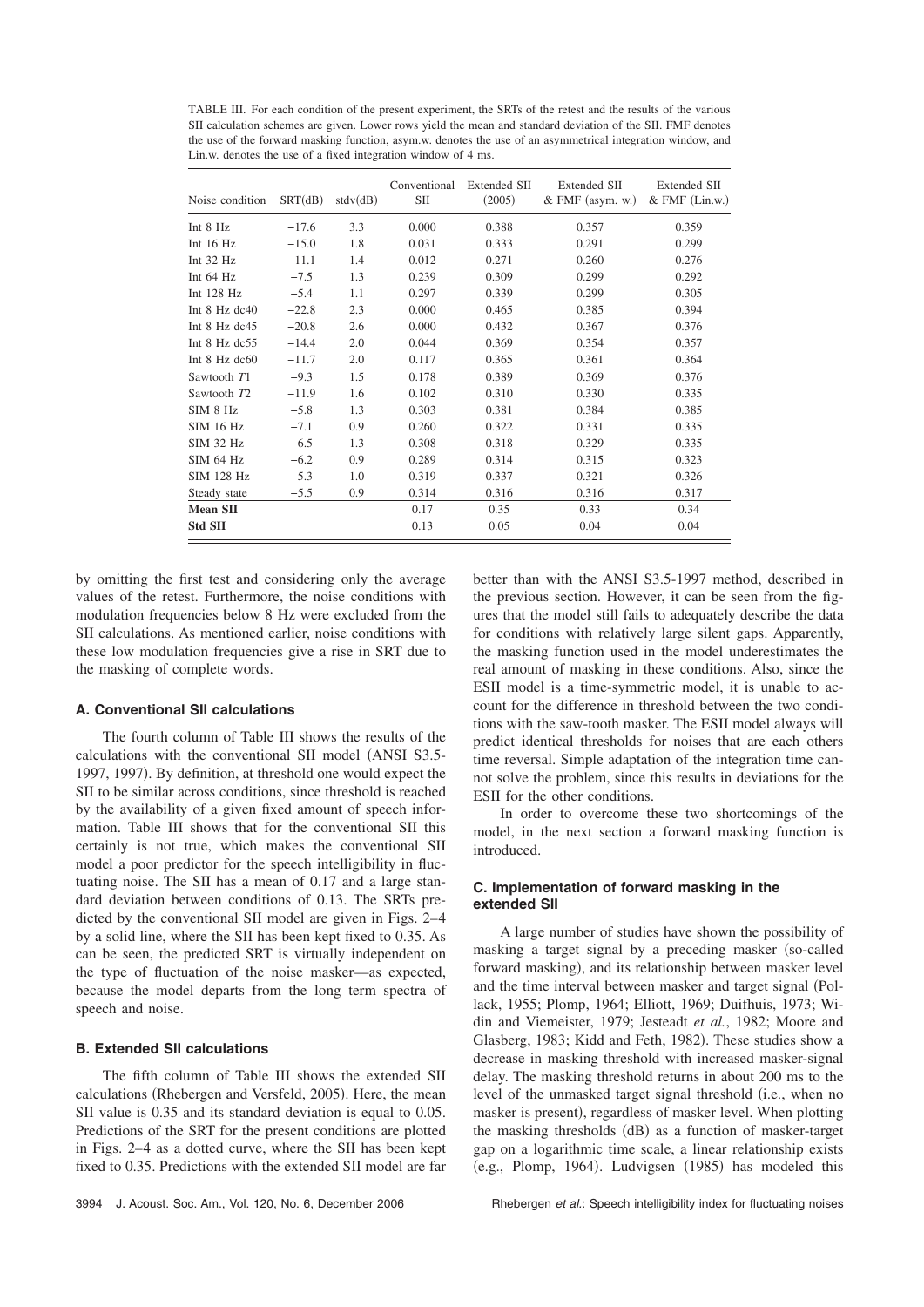TABLE III. For each condition of the present experiment, the SRTs of the retest and the results of the various SII calculation schemes are given. Lower rows yield the mean and standard deviation of the SII. FMF denotes the use of the forward masking function, asym.w. denotes the use of an asymmetrical integration window, and Lin.w. denotes the use of a fixed integration window of 4 ms.

| Noise condition | SRT(dB) | stdv(dB) | Conventional SII | Extended SII (2005) | Extended SII & FMF (asym. w.) | Extended SII & FMF (Lin.w.) |
|---|---|---|---|---|---|---|
| Int 8 Hz | −17.6 | 3.3 | 0.000 | 0.388 | 0.357 | 0.359 |
| Int 16 Hz | −15.0 | 1.8 | 0.031 | 0.333 | 0.291 | 0.299 |
| Int 32 Hz | −11.1 | 1.4 | 0.012 | 0.271 | 0.260 | 0.276 |
| Int 64 Hz | −7.5 | 1.3 | 0.239 | 0.309 | 0.299 | 0.292 |
| Int 128 Hz | −5.4 | 1.1 | 0.297 | 0.339 | 0.299 | 0.305 |
| Int 8 Hz dc40 | −22.8 | 2.3 | 0.000 | 0.465 | 0.385 | 0.394 |
| Int 8 Hz dc45 | −20.8 | 2.6 | 0.000 | 0.432 | 0.367 | 0.376 |
| Int 8 Hz dc55 | −14.4 | 2.0 | 0.044 | 0.369 | 0.354 | 0.357 |
| Int 8 Hz dc60 | −11.7 | 2.0 | 0.117 | 0.365 | 0.361 | 0.364 |
| Sawtooth *T*1 | −9.3 | 1.5 | 0.178 | 0.389 | 0.369 | 0.376 |
| Sawtooth *T*2 | −11.9 | 1.6 | 0.102 | 0.310 | 0.330 | 0.335 |
| SIM 8 Hz | −5.8 | 1.3 | 0.303 | 0.381 | 0.384 | 0.385 |
| SIM 16 Hz | −7.1 | 0.9 | 0.260 | 0.322 | 0.331 | 0.335 |
| SIM 32 Hz | −6.5 | 1.3 | 0.308 | 0.318 | 0.329 | 0.335 |
| SIM 64 Hz | −6.2 | 0.9 | 0.289 | 0.314 | 0.315 | 0.323 |
| SIM 128 Hz | −5.3 | 1.0 | 0.319 | 0.337 | 0.321 | 0.326 |
| Steady state | −5.5 | 0.9 | 0.314 | 0.316 | 0.316 | 0.317 |
| **Mean SII** | | | 0.17 | 0.35 | 0.33 | 0.34 |
| **Std SII** | | | 0.13 | 0.05 | 0.04 | 0.04 |

by omitting the first test and considering only the average values of the retest. Furthermore, the noise conditions with modulation frequencies below 8 Hz were excluded from the SII calculations. As mentioned earlier, noise conditions with these low modulation frequencies give a rise in SRT due to the masking of complete words.

### A. Conventional SII calculations

The fourth column of Table III shows the results of the calculations with the conventional SII model (ANSI S3.5-1997, 1997). By definition, at threshold one would expect the SII to be similar across conditions, since threshold is reached by the availability of a given fixed amount of speech information. Table III shows that for the conventional SII this certainly is not true, which makes the conventional SII model a poor predictor for the speech intelligibility in fluctuating noise. The SII has a mean of 0.17 and a large standard deviation between conditions of 0.13. The SRTs predicted by the conventional SII model are given in Figs. 2–4 by a solid line, where the SII has been kept fixed to 0.35. As can be seen, the predicted SRT is virtually independent on the type of fluctuation of the noise masker—as expected, because the model departs from the long term spectra of speech and noise.

### B. Extended SII calculations

The fifth column of Table III shows the extended SII calculations (Rhebergen and Versfeld, 2005). Here, the mean SII value is 0.35 and its standard deviation is equal to 0.05. Predictions of the SRT for the present conditions are plotted in Figs. 2–4 as a dotted curve, where the SII has been kept fixed to 0.35. Predictions with the extended SII model are far better than with the ANSI S3.5-1997 method, described in the previous section. However, it can be seen from the figures that the model still fails to adequately describe the data for conditions with relatively large silent gaps. Apparently, the masking function used in the model underestimates the real amount of masking in these conditions. Also, since the ESII model is a time-symmetric model, it is unable to account for the difference in threshold between the two conditions with the saw-tooth masker. The ESII model always will predict identical thresholds for noises that are each others time reversal. Simple adaptation of the integration time cannot solve the problem, since this results in deviations for the ESII for the other conditions.

In order to overcome these two shortcomings of the model, in the next section a forward masking function is introduced.

### C. Implementation of forward masking in the extended SII

A large number of studies have shown the possibility of masking a target signal by a preceding masker (so-called forward masking), and its relationship between masker level and the time interval between masker and target signal (Pollack, 1955; Plomp, 1964; Elliott, 1969; Duifhuis, 1973; Widin and Viemeister, 1979; Jesteadt *et al.*, 1982; Moore and Glasberg, 1983; Kidd and Feth, 1982). These studies show a decrease in masking threshold with increased masker-signal delay. The masking threshold returns in about 200 ms to the level of the unmasked target signal threshold (i.e., when no masker is present), regardless of masker level. When plotting the masking thresholds (dB) as a function of masker-target gap on a logarithmic time scale, a linear relationship exists (e.g., Plomp, 1964). Ludvigsen (1985) has modeled this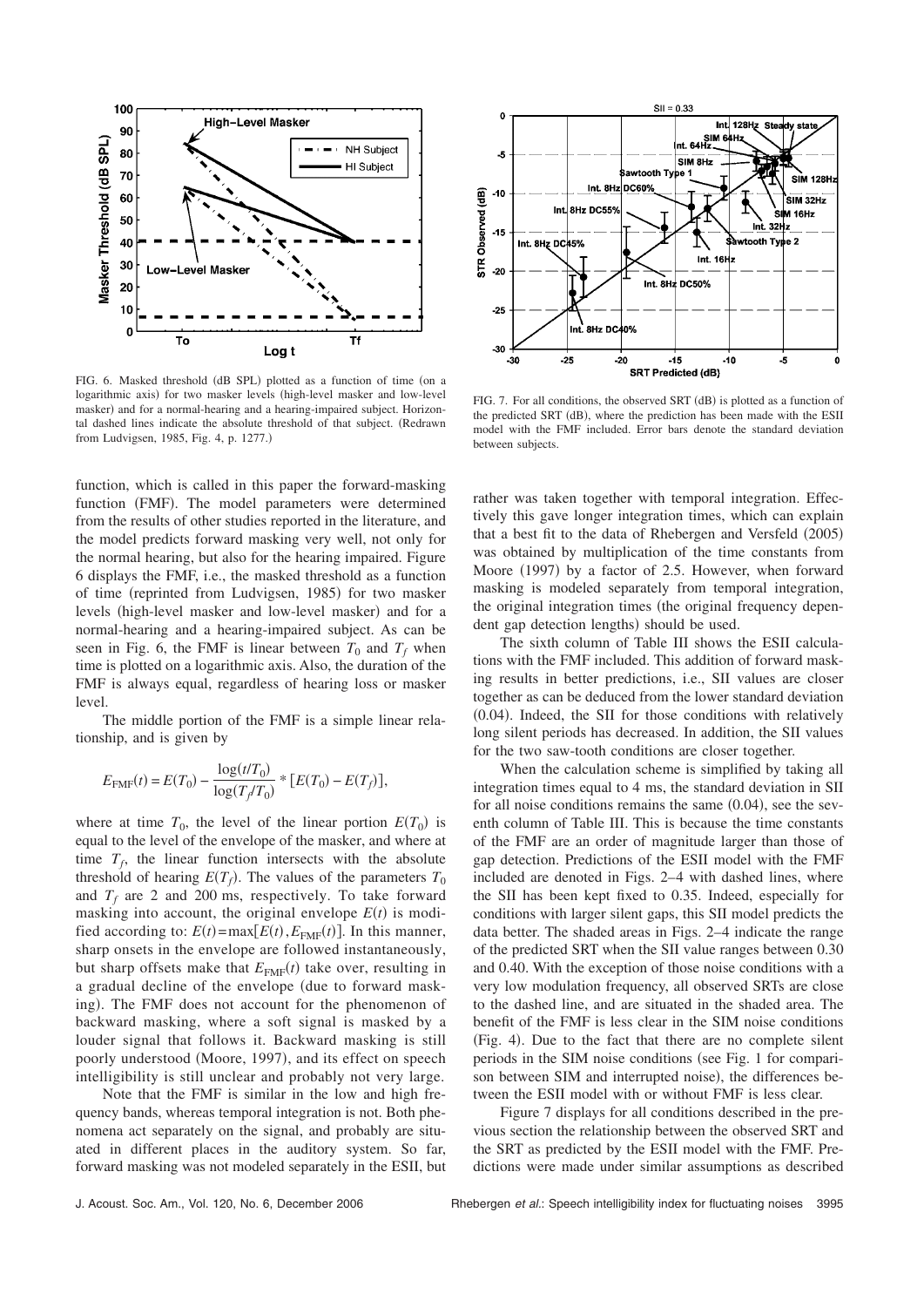FIG. 6. Masked threshold (dB SPL) plotted as a function of time (on a logarithmic axis) for two masker levels (high-level masker and low-level masker) and for a normal-hearing and a hearing-impaired subject. Horizontal dashed lines indicate the absolute threshold of that subject. (Redrawn from Ludvigsen, 1985, Fig. 4, p. 1277.)

FIG. 7. For all conditions, the observed SRT (dB) is plotted as a function of the predicted SRT (dB), where the prediction has been made with the ESII model with the FMF included. Error bars denote the standard deviation between subjects.

function, which is called in this paper the forward-masking function (FMF). The model parameters were determined from the results of other studies reported in the literature, and the model predicts forward masking very well, not only for the normal hearing, but also for the hearing impaired. Figure 6 displays the FMF, i.e., the masked threshold as a function of time (reprinted from Ludvigsen, 1985) for two masker levels (high-level masker and low-level masker) and for a normal-hearing and a hearing-impaired subject. As can be seen in Fig. 6, the FMF is linear between $T_0$ and $T_f$ when time is plotted on a logarithmic axis. Also, the duration of the FMF is always equal, regardless of hearing loss or masker level.

The middle portion of the FMF is a simple linear relationship, and is given by

$$E_{\mathrm{FMF}}(t) = E(T_0) - \frac{\log(t/T_0)}{\log(T_f/T_0)} * [E(T_0) - E(T_f)],$$

where at time $T_0$, the level of the linear portion $E(T_0)$ is equal to the level of the envelope of the masker, and where at time $T_f$, the linear function intersects with the absolute threshold of hearing $E(T_f)$. The values of the parameters $T_0$ and $T_f$ are 2 and 200 ms, respectively. To take forward masking into account, the original envelope $E(t)$ is modified according to: $E(t) = \max[E(t), E_{\mathrm{FMF}}(t)]$. In this manner, sharp onsets in the envelope are followed instantaneously, but sharp offsets make that $E_{\mathrm{FMF}}(t)$ take over, resulting in a gradual decline of the envelope (due to forward masking). The FMF does not account for the phenomenon of backward masking, where a soft signal is masked by a louder signal that follows it. Backward masking is still poorly understood (Moore, 1997), and its effect on speech intelligibility is still unclear and probably not very large.

Note that the FMF is similar in the low and high frequency bands, whereas temporal integration is not. Both phenomena act separately on the signal, and probably are situated in different places in the auditory system. So far, forward masking was not modeled separately in the ESII, but rather was taken together with temporal integration. Effectively this gave longer integration times, which can explain that a best fit to the data of Rhebergen and Versfeld (2005) was obtained by multiplication of the time constants from Moore (1997) by a factor of 2.5. However, when forward masking is modeled separately from temporal integration, the original integration times (the original frequency dependent gap detection lengths) should be used.

The sixth column of Table III shows the ESII calculations with the FMF included. This addition of forward masking results in better predictions, i.e., SII values are closer together as can be deduced from the lower standard deviation (0.04). Indeed, the SII for those conditions with relatively long silent periods has decreased. In addition, the SII values for the two saw-tooth conditions are closer together.

When the calculation scheme is simplified by taking all integration times equal to 4 ms, the standard deviation in SII for all noise conditions remains the same (0.04), see the seventh column of Table III. This is because the time constants of the FMF are an order of magnitude larger than those of gap detection. Predictions of the ESII model with the FMF included are denoted in Figs. 2–4 with dashed lines, where the SII has been kept fixed to 0.35. Indeed, especially for conditions with larger silent gaps, this SII model predicts the data better. The shaded areas in Figs. 2–4 indicate the range of the predicted SRT when the SII value ranges between 0.30 and 0.40. With the exception of those noise conditions with a very low modulation frequency, all observed SRTs are close to the dashed line, and are situated in the shaded area. The benefit of the FMF is less clear in the SIM noise conditions (Fig. 4). Due to the fact that there are no complete silent periods in the SIM noise conditions (see Fig. 1 for comparison between SIM and interrupted noise), the differences between the ESII model with or without FMF is less clear.

Figure 7 displays for all conditions described in the previous section the relationship between the observed SRT and the SRT as predicted by the ESII model with the FMF. Predictions were made under similar assumptions as described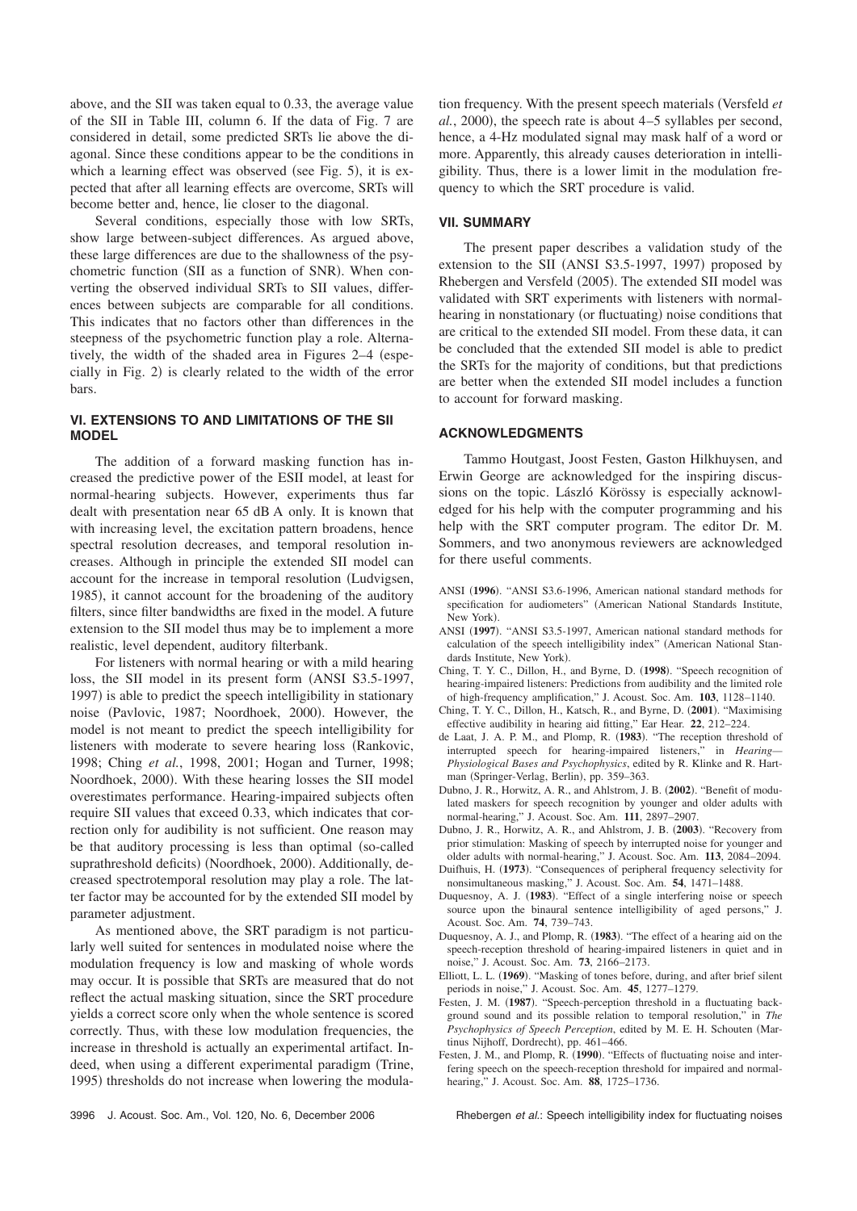above, and the SII was taken equal to 0.33, the average value of the SII in Table III, column 6. If the data of Fig. 7 are considered in detail, some predicted SRTs lie above the diagonal. Since these conditions appear to be the conditions in which a learning effect was observed (see Fig. 5), it is expected that after all learning effects are overcome, SRTs will become better and, hence, lie closer to the diagonal.

Several conditions, especially those with low SRTs, show large between-subject differences. As argued above, these large differences are due to the shallowness of the psychometric function (SII as a function of SNR). When converting the observed individual SRTs to SII values, differences between subjects are comparable for all conditions. This indicates that no factors other than differences in the steepness of the psychometric function play a role. Alternatively, the width of the shaded area in Figures 2–4 (especially in Fig. 2) is clearly related to the width of the error bars.

## VI. EXTENSIONS TO AND LIMITATIONS OF THE SII MODEL

The addition of a forward masking function has increased the predictive power of the ESII model, at least for normal-hearing subjects. However, experiments thus far dealt with presentation near 65 dB A only. It is known that with increasing level, the excitation pattern broadens, hence spectral resolution decreases, and temporal resolution increases. Although in principle the extended SII model can account for the increase in temporal resolution (Ludvigsen, 1985), it cannot account for the broadening of the auditory filters, since filter bandwidths are fixed in the model. A future extension to the SII model thus may be to implement a more realistic, level dependent, auditory filterbank.

For listeners with normal hearing or with a mild hearing loss, the SII model in its present form (ANSI S3.5-1997, 1997) is able to predict the speech intelligibility in stationary noise (Pavlovic, 1987; Noordhoek, 2000). However, the model is not meant to predict the speech intelligibility for listeners with moderate to severe hearing loss (Rankovic, 1998; Ching *et al.*, 1998, 2001; Hogan and Turner, 1998; Noordhoek, 2000). With these hearing losses the SII model overestimates performance. Hearing-impaired subjects often require SII values that exceed 0.33, which indicates that correction only for audibility is not sufficient. One reason may be that auditory processing is less than optimal (so-called suprathreshold deficits) (Noordhoek, 2000). Additionally, decreased spectrotemporal resolution may play a role. The latter factor may be accounted for by the extended SII model by parameter adjustment.

As mentioned above, the SRT paradigm is not particularly well suited for sentences in modulated noise where the modulation frequency is low and masking of whole words may occur. It is possible that SRTs are measured that do not reflect the actual masking situation, since the SRT procedure yields a correct score only when the whole sentence is scored correctly. Thus, with these low modulation frequencies, the increase in threshold is actually an experimental artifact. Indeed, when using a different experimental paradigm (Trine, 1995) thresholds do not increase when lowering the modulation frequency. With the present speech materials (Versfeld *et al.*, 2000), the speech rate is about 4–5 syllables per second, hence, a 4-Hz modulated signal may mask half of a word or more. Apparently, this already causes deterioration in intelligibility. Thus, there is a lower limit in the modulation frequency to which the SRT procedure is valid.

## VII. SUMMARY

The present paper describes a validation study of the extension to the SII (ANSI S3.5-1997, 1997) proposed by Rhebergen and Versfeld (2005). The extended SII model was validated with SRT experiments with listeners with normal-hearing in nonstationary (or fluctuating) noise conditions that are critical to the extended SII model. From these data, it can be concluded that the extended SII model is able to predict the SRTs for the majority of conditions, but that predictions are better when the extended SII model includes a function to account for forward masking.

## ACKNOWLEDGMENTS

Tammo Houtgast, Joost Festen, Gaston Hilkhuysen, and Erwin George are acknowledged for the inspiring discussions on the topic. László Körössy is especially acknowledged for his help with the computer programming and his help with the SRT computer program. The editor Dr. M. Sommers, and two anonymous reviewers are acknowledged for there useful comments.

ANSI (**1996**). "ANSI S3.6-1996, American national standard methods for specification for audiometers" (American National Standards Institute, New York).

ANSI (**1997**). "ANSI S3.5-1997, American national standard methods for calculation of the speech intelligibility index" (American National Standards Institute, New York).

Ching, T. Y. C., Dillon, H., and Byrne, D. (**1998**). "Speech recognition of hearing-impaired listeners: Predictions from audibility and the limited role of high-frequency amplification," J. Acoust. Soc. Am. **103**, 1128–1140.

Ching, T. Y. C., Dillon, H., Katsch, R., and Byrne, D. (**2001**). "Maximising effective audibility in hearing aid fitting," Ear Hear. **22**, 212–224.

de Laat, J. A. P. M., and Plomp, R. (**1983**). "The reception threshold of interrupted speech for hearing-impaired listeners," in *Hearing—Physiological Bases and Psychophysics*, edited by R. Klinke and R. Hartman (Springer-Verlag, Berlin), pp. 359–363.

Dubno, J. R., Horwitz, A. R., and Ahlstrom, J. B. (**2002**). "Benefit of modulated maskers for speech recognition by younger and older adults with normal-hearing," J. Acoust. Soc. Am. **111**, 2897–2907.

Dubno, J. R., Horwitz, A. R., and Ahlstrom, J. B. (**2003**). "Recovery from prior stimulation: Masking of speech by interrupted noise for younger and older adults with normal-hearing," J. Acoust. Soc. Am. **113**, 2084–2094.

Duifhuis, H. (**1973**). "Consequences of peripheral frequency selectivity for nonsimultaneous masking," J. Acoust. Soc. Am. **54**, 1471–1488.

Duquesnoy, A. J. (**1983**). "Effect of a single interfering noise or speech source upon the binaural sentence intelligibility of aged persons," J. Acoust. Soc. Am. **74**, 739–743.

Duquesnoy, A. J., and Plomp, R. (**1983**). "The effect of a hearing aid on the speech-reception threshold of hearing-impaired listeners in quiet and in noise," J. Acoust. Soc. Am. **73**, 2166–2173.

Elliott, L. L. (**1969**). "Masking of tones before, during, and after brief silent periods in noise," J. Acoust. Soc. Am. **45**, 1277–1279.

Festen, J. M. (**1987**). "Speech-perception threshold in a fluctuating background sound and its possible relation to temporal resolution," in *The Psychophysics of Speech Perception*, edited by M. E. H. Schouten (Martinus Nijhoff, Dordrecht), pp. 461–466.

Festen, J. M., and Plomp, R. (**1990**). "Effects of fluctuating noise and interfering speech on the speech-reception threshold for impaired and normal-hearing," J. Acoust. Soc. Am. **88**, 1725–1736.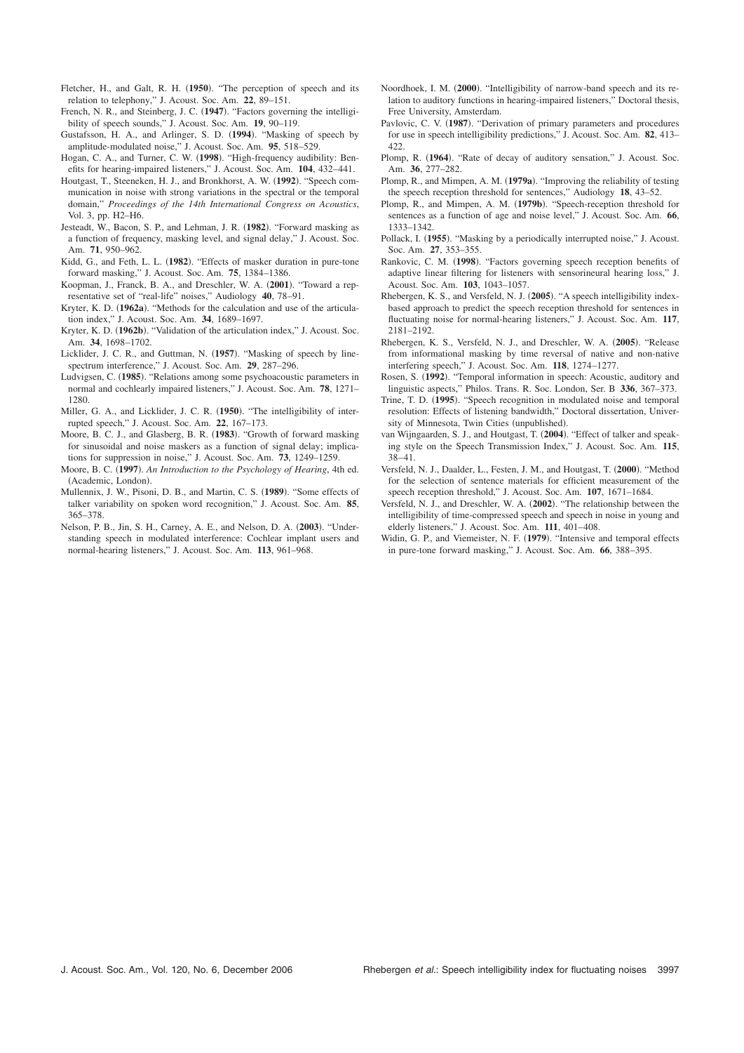Fletcher, H., and Galt, R. H. (**1950**). "The perception of speech and its relation to telephony," J. Acoust. Soc. Am. **22**, 89–151.

French, N. R., and Steinberg, J. C. (**1947**). "Factors governing the intelligibility of speech sounds," J. Acoust. Soc. Am. **19**, 90–119.

Gustafsson, H. A., and Arlinger, S. D. (**1994**). "Masking of speech by amplitude-modulated noise," J. Acoust. Soc. Am. **95**, 518–529.

Hogan, C. A., and Turner, C. W. (**1998**). "High-frequency audibility: Benefits for hearing-impaired listeners," J. Acoust. Soc. Am. **104**, 432–441.

Houtgast, T., Steeneken, H. J., and Bronkhorst, A. W. (**1992**). "Speech communication in noise with strong variations in the spectral or the temporal domain," *Proceedings of the 14th International Congress on Acoustics*, Vol. 3, pp. H2–H6.

Jesteadt, W., Bacon, S. P., and Lehman, J. R. (**1982**). "Forward masking as a function of frequency, masking level, and signal delay," J. Acoust. Soc. Am. **71**, 950–962.

Kidd, G., and Feth, L. L. (**1982**). "Effects of masker duration in pure-tone forward masking," J. Acoust. Soc. Am. **75**, 1384–1386.

Koopman, J., Franck, B. A., and Dreschler, W. A. (**2001**). "Toward a representative set of "real-life" noises," Audiology **40**, 78–91.

Kryter, K. D. (**1962a**). "Methods for the calculation and use of the articulation index," J. Acoust. Soc. Am. **34**, 1689–1697.

Kryter, K. D. (**1962b**). "Validation of the articulation index," J. Acoust. Soc. Am. **34**, 1698–1702.

Licklider, J. C. R., and Guttman, N. (**1957**). "Masking of speech by line-spectrum interference," J. Acoust. Soc. Am. **29**, 287–296.

Ludvigsen, C. (**1985**). "Relations among some psychoacoustic parameters in normal and cochlearly impaired listeners," J. Acoust. Soc. Am. **78**, 1271–1280.

Miller, G. A., and Licklider, J. C. R. (**1950**). "The intelligibility of interrupted speech," J. Acoust. Soc. Am. **22**, 167–173.

Moore, B. C. J., and Glasberg, B. R. (**1983**). "Growth of forward masking for sinusoidal and noise maskers as a function of signal delay; implications for suppression in noise," J. Acoust. Soc. Am. **73**, 1249–1259.

Moore, B. C. (**1997**). *An Introduction to the Psychology of Hearing*, 4th ed. (Academic, London).

Mullennix, J. W., Pisoni, D. B., and Martin, C. S. (**1989**). "Some effects of talker variability on spoken word recognition," J. Acoust. Soc. Am. **85**, 365–378.

Nelson, P. B., Jin, S. H., Carney, A. E., and Nelson, D. A. (**2003**). "Understanding speech in modulated interference: Cochlear implant users and normal-hearing listeners," J. Acoust. Soc. Am. **113**, 961–968.

Noordhoek, I. M. (**2000**). "Intelligibility of narrow-band speech and its relation to auditory functions in hearing-impaired listeners," Doctoral thesis, Free University, Amsterdam.

Pavlovic, C. V. (**1987**). "Derivation of primary parameters and procedures for use in speech intelligibility predictions," J. Acoust. Soc. Am. **82**, 413–422.

Plomp, R. (**1964**). "Rate of decay of auditory sensation," J. Acoust. Soc. Am. **36**, 277–282.

Plomp, R., and Mimpen, A. M. (**1979a**). "Improving the reliability of testing the speech reception threshold for sentences," Audiology **18**, 43–52.

Plomp, R., and Mimpen, A. M. (**1979b**). "Speech-reception threshold for sentences as a function of age and noise level," J. Acoust. Soc. Am. **66**, 1333–1342.

Pollack, I. (**1955**). "Masking by a periodically interrupted noise," J. Acoust. Soc. Am. **27**, 353–355.

Rankovic, C. M. (**1998**). "Factors governing speech reception benefits of adaptive linear filtering for listeners with sensorineural hearing loss," J. Acoust. Soc. Am. **103**, 1043–1057.

Rhebergen, K. S., and Versfeld, N. J. (**2005**). "A speech intelligibility index-based approach to predict the speech reception threshold for sentences in fluctuating noise for normal-hearing listeners," J. Acoust. Soc. Am. **117**, 2181–2192.

Rhebergen, K. S., Versfeld, N. J., and Dreschler, W. A. (**2005**). "Release from informational masking by time reversal of native and non-native interfering speech," J. Acoust. Soc. Am. **118**, 1274–1277.

Rosen, S. (**1992**). "Temporal information in speech: Acoustic, auditory and linguistic aspects," Philos. Trans. R. Soc. London, Ser. B **336**, 367–373.

Trine, T. D. (**1995**). "Speech recognition in modulated noise and temporal resolution: Effects of listening bandwidth," Doctoral dissertation, University of Minnesota, Twin Cities (unpublished).

van Wijngaarden, S. J., and Houtgast, T. (**2004**). "Effect of talker and speaking style on the Speech Transmission Index," J. Acoust. Soc. Am. **115**, 38–41.

Versfeld, N. J., Daalder, L., Festen, J. M., and Houtgast, T. (**2000**). "Method for the selection of sentence materials for efficient measurement of the speech reception threshold," J. Acoust. Soc. Am. **107**, 1671–1684.

Versfeld, N. J., and Dreschler, W. A. (**2002**). "The relationship between the intelligibility of time-compressed speech and speech in noise in young and elderly listeners," J. Acoust. Soc. Am. **111**, 401–408.

Widin, G. P., and Viemeister, N. F. (**1979**). "Intensive and temporal effects in pure-tone forward masking," J. Acoust. Soc. Am. **66**, 388–395.